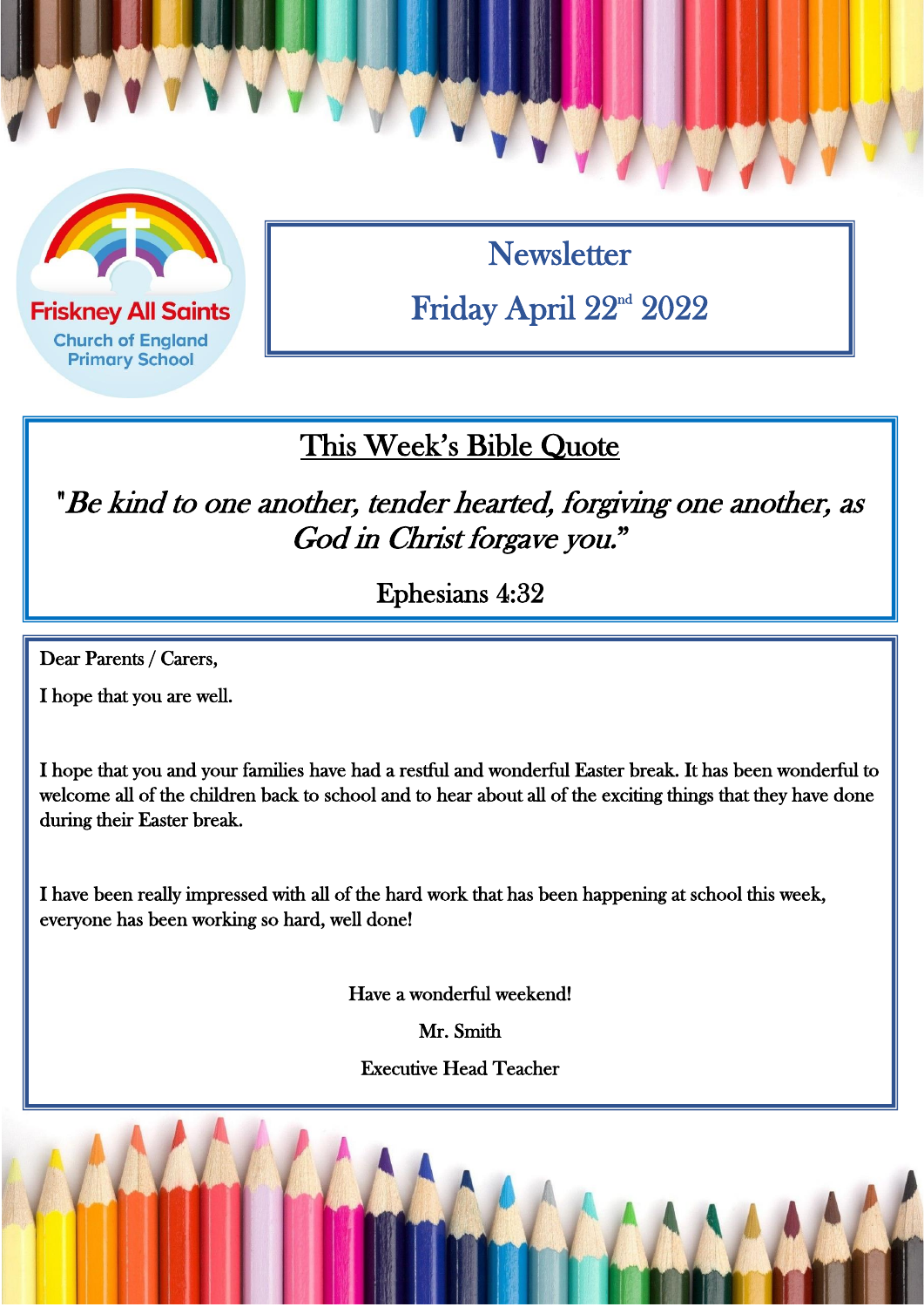Friskney All Saints Church of England Primary School

# Newsletter

## Friday April 22nd 2022

## This Week's Bible Quote

*"Be kind to one another, tender hearted, forgiving one another, as God in Christ forgave you."*

Ephesians 4:32

Dear Parents / Carers,

I hope that you are well.

I hope that you and your families have had a restful and wonderful Easter break. It has been wonderful to welcome all of the children back to school and to hear about all of the exciting things that they have done during their Easter break.

I have been really impressed with all of the hard work that has been happening at school this week, everyone has been working so hard, well done!

Have a wonderful weekend!

Mr. Smith

Executive Head Teacher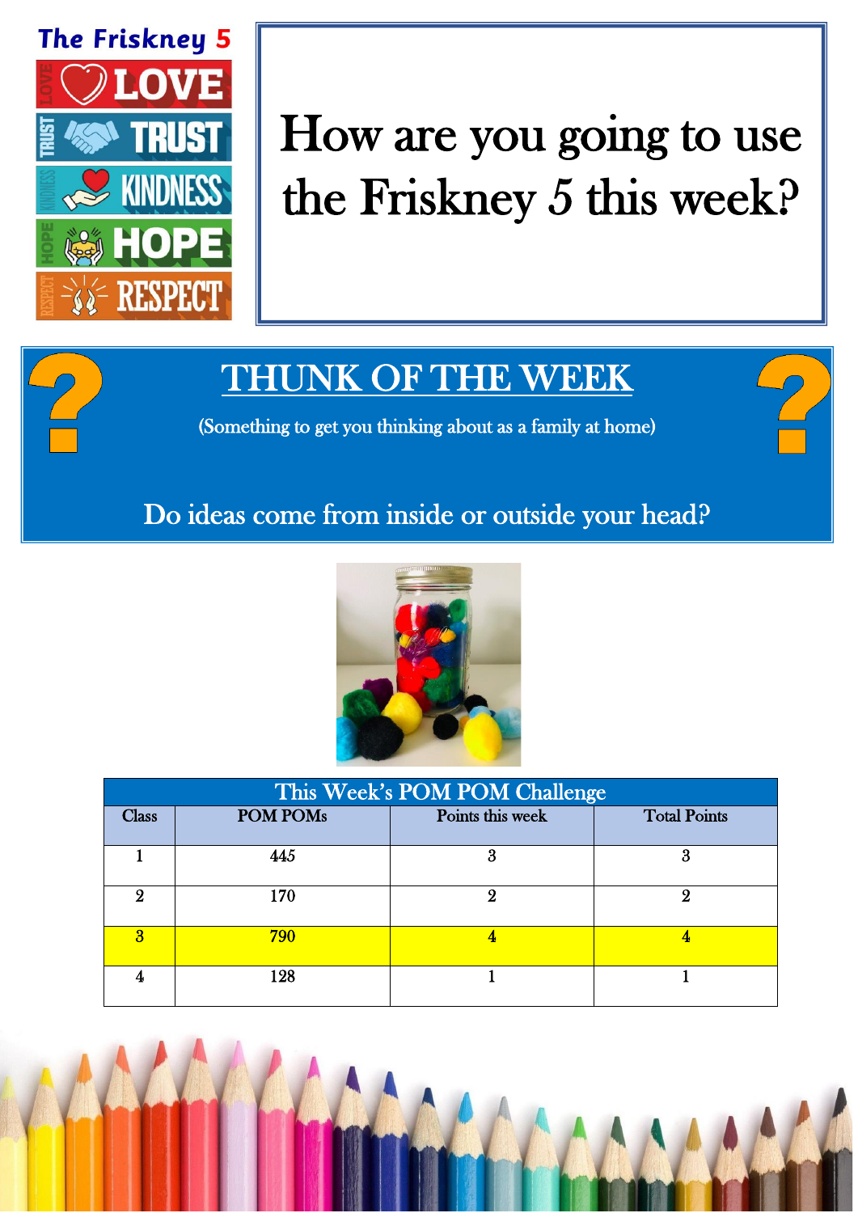**The Friskney 5**

- LOVE
- TRUST
- KINDNESS
- HOPE
- RESPECT

# How are you going to use the Friskney 5 this week?

## THUNK OF THE WEEK

(Something to get you thinking about as a family at home)

Do ideas come from inside or outside your head?

| This Week's POM POM Challenge | | | |
|---|---|---|---|
| Class | POM POMs | Points this week | Total Points |
| 1 | 445 | 3 | 3 |
| 2 | 170 | 2 | 2 |
| 3 | 790 | 4 | 4 |
| 4 | 128 | 1 | 1 |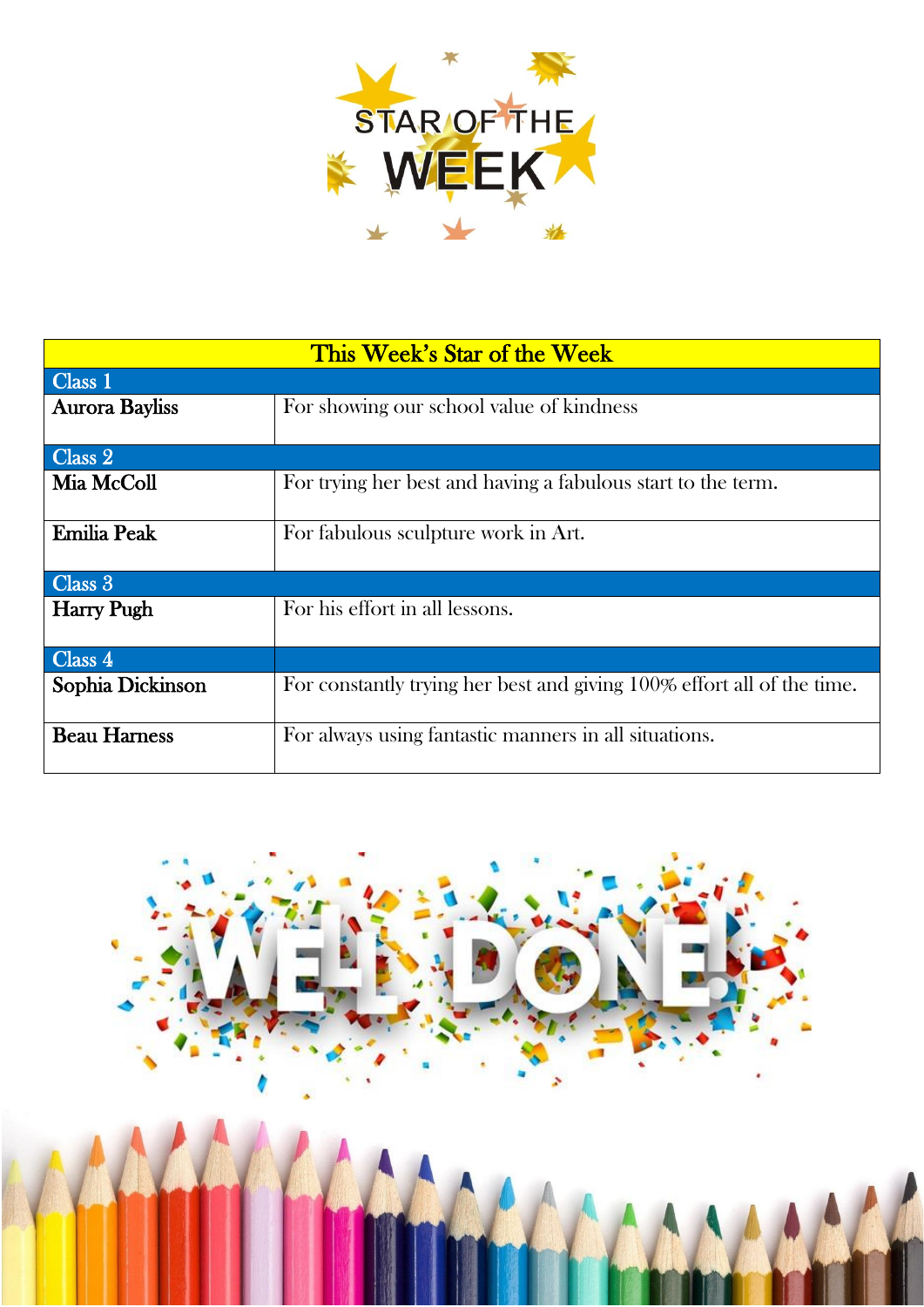# STAR OF THE WEEK

| This Week's Star of the Week | |
|---|---|
| **Class 1** | |
| **Aurora Bayliss** | For showing our school value of kindness |
| **Class 2** | |
| **Mia McColl** | For trying her best and having a fabulous start to the term. |
| **Emilia Peak** | For fabulous sculpture work in Art. |
| **Class 3** | |
| **Harry Pugh** | For his effort in all lessons. |
| **Class 4** | |
| **Sophia Dickinson** | For constantly trying her best and giving 100% effort all of the time. |
| **Beau Harness** | For always using fantastic manners in all situations. |

WELL DONE!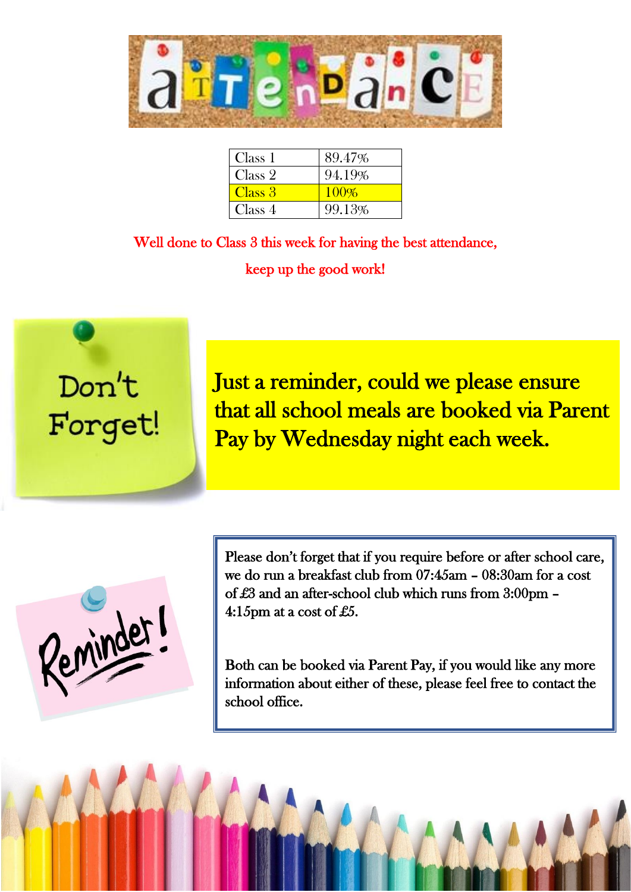# Attendance

| Class | Attendance |
|---|---|
| Class 1 | 89.47% |
| Class 2 | 94.19% |
| Class 3 | 100% |
| Class 4 | 99.13% |

Well done to Class 3 this week for having the best attendance, keep up the good work!

## Don't Forget!

Just a reminder, could we please ensure that all school meals are booked via Parent Pay by Wednesday night each week.

## Reminder!

Please don't forget that if you require before or after school care, we do run a breakfast club from 07:45am – 08:30am for a cost of £3 and an after-school club which runs from 3:00pm – 4:15pm at a cost of £5.

Both can be booked via Parent Pay, if you would like any more information about either of these, please feel free to contact the school office.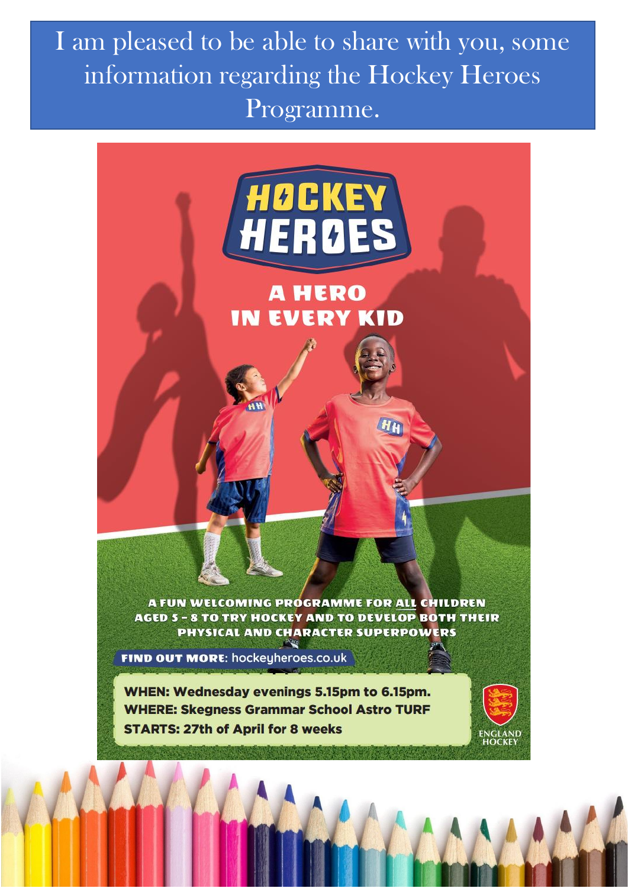I am pleased to be able to share with you, some information regarding the Hockey Heroes Programme.

# HOCKEY HEROES

## A HERO IN EVERY KID

A FUN WELCOMING PROGRAMME FOR ALL CHILDREN AGED 5 – 8 TO TRY HOCKEY AND TO DEVELOP BOTH THEIR PHYSICAL AND CHARACTER SUPERPOWERS

**FIND OUT MORE**: hockeyheroes.co.uk

**WHEN: Wednesday evenings 5.15pm to 6.15pm.**
**WHERE: Skegness Grammar School Astro TURF**
**STARTS: 27th of April for 8 weeks**

ENGLAND HOCKEY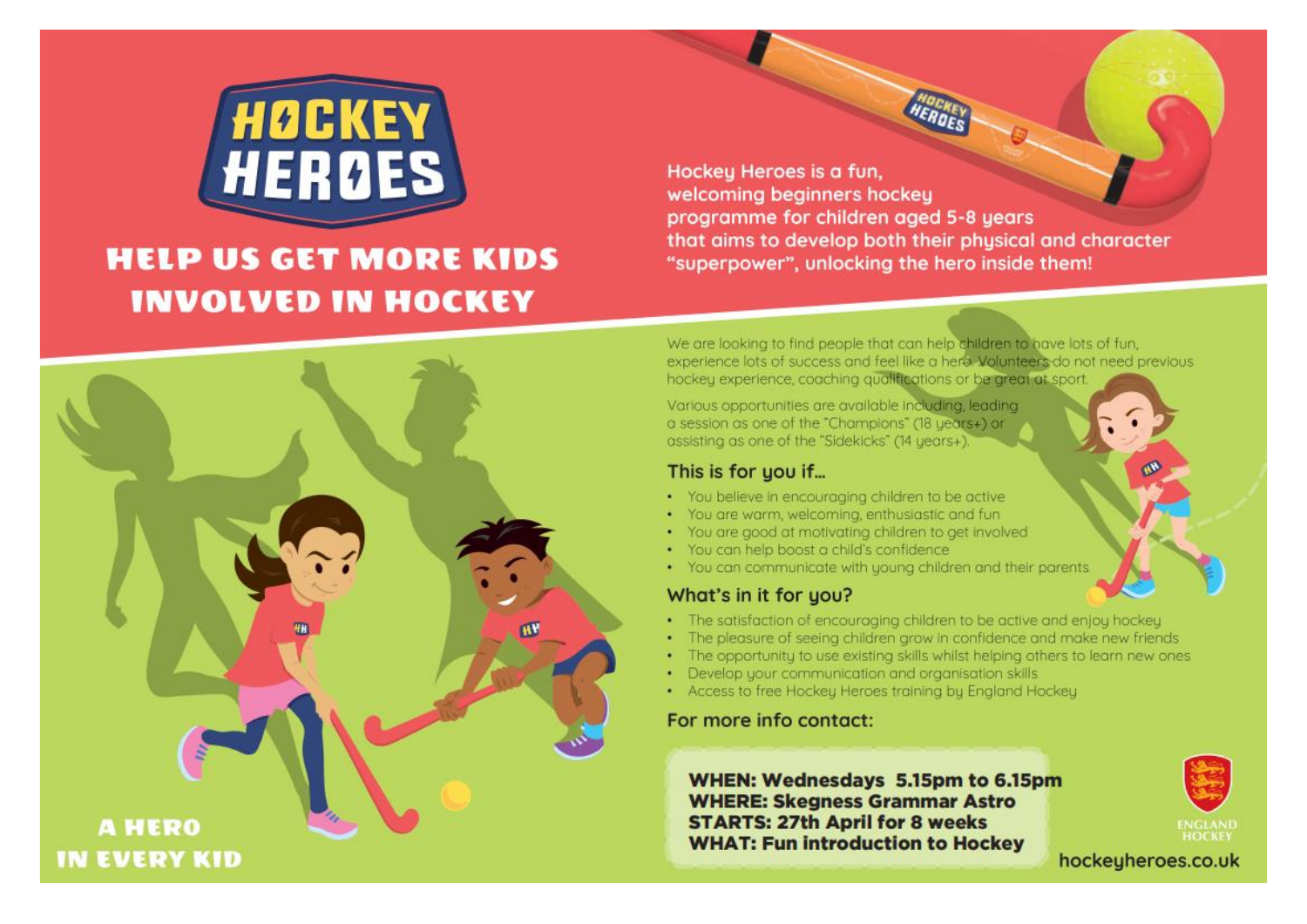# HOCKEY HEROES

## HELP US GET MORE KIDS INVOLVED IN HOCKEY

Hockey Heroes is a fun, welcoming beginners hockey programme for children aged 5-8 years that aims to develop both their physical and character "superpower", unlocking the hero inside them!

We are looking to find people that can help children to have lots of fun, experience lots of success and feel like a hero. Volunteers do not need previous hockey experience, coaching qualifications or be great at sport.

Various opportunities are available including, leading a session as one of the "Champions" (18 years+) or assisting as one of the "Sidekicks" (14 years+).

### This is for you if...

- You believe in encouraging children to be active
- You are warm, welcoming, enthusiastic and fun
- You are good at motivating children to get involved
- You can help boost a child's confidence
- You can communicate with young children and their parents

### What's in it for you?

- The satisfaction of encouraging children to be active and enjoy hockey
- The pleasure of seeing children grow in confidence and make new friends
- The opportunity to use existing skills whilst helping others to learn new ones
- Develop your communication and organisation skills
- Access to free Hockey Heroes training by England Hockey

### For more info contact:

**WHEN: Wednesdays 5.15pm to 6.15pm**
**WHERE: Skegness Grammar Astro**
**STARTS: 27th April for 8 weeks**
**WHAT: Fun introduction to Hockey**

**A HERO IN EVERY KID**

ENGLAND HOCKEY

hockeyheroes.co.uk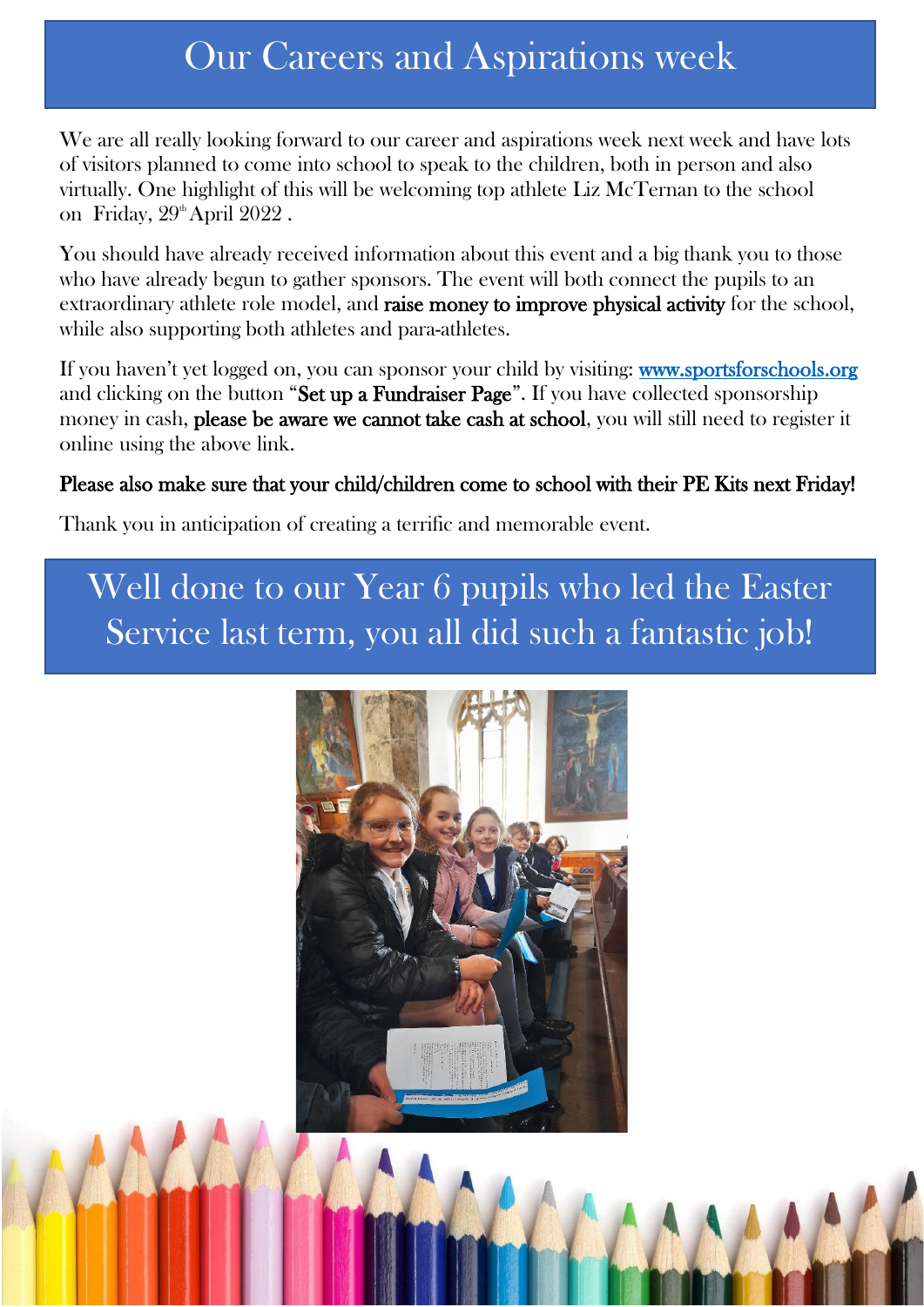# Our Careers and Aspirations week

We are all really looking forward to our career and aspirations week next week and have lots of visitors planned to come into school to speak to the children, both in person and also virtually. One highlight of this will be welcoming top athlete Liz McTernan to the school on Friday, 29th April 2022 .

You should have already received information about this event and a big thank you to those who have already begun to gather sponsors. The event will both connect the pupils to an extraordinary athlete role model, and **raise money to improve physical activity** for the school, while also supporting both athletes and para-athletes.

If you haven't yet logged on, you can sponsor your child by visiting: www.sportsforschools.org and clicking on the button "**Set up a Fundraiser Page**". If you have collected sponsorship money in cash, **please be aware we cannot take cash at school**, you will still need to register it online using the above link.

**Please also make sure that your child/children come to school with their PE Kits next Friday!**

Thank you in anticipation of creating a terrific and memorable event.

# Well done to our Year 6 pupils who led the Easter Service last term, you all did such a fantastic job!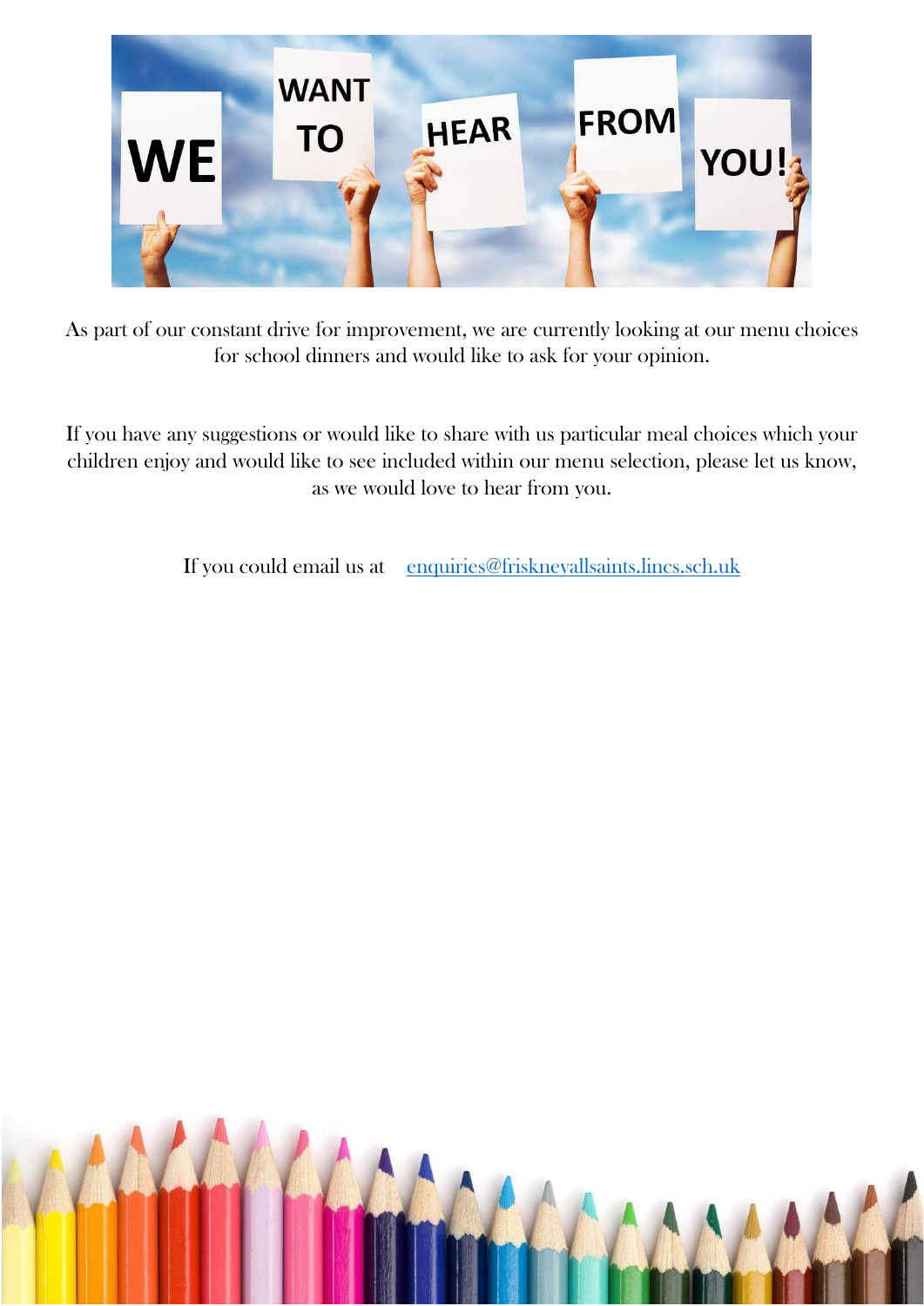# WE WANT TO HEAR FROM YOU!

As part of our constant drive for improvement, we are currently looking at our menu choices for school dinners and would like to ask for your opinion.

If you have any suggestions or would like to share with us particular meal choices which your children enjoy and would like to see included within our menu selection, please let us know, as we would love to hear from you.

If you could email us at enquiries@friskneyallsaints.lincs.sch.uk